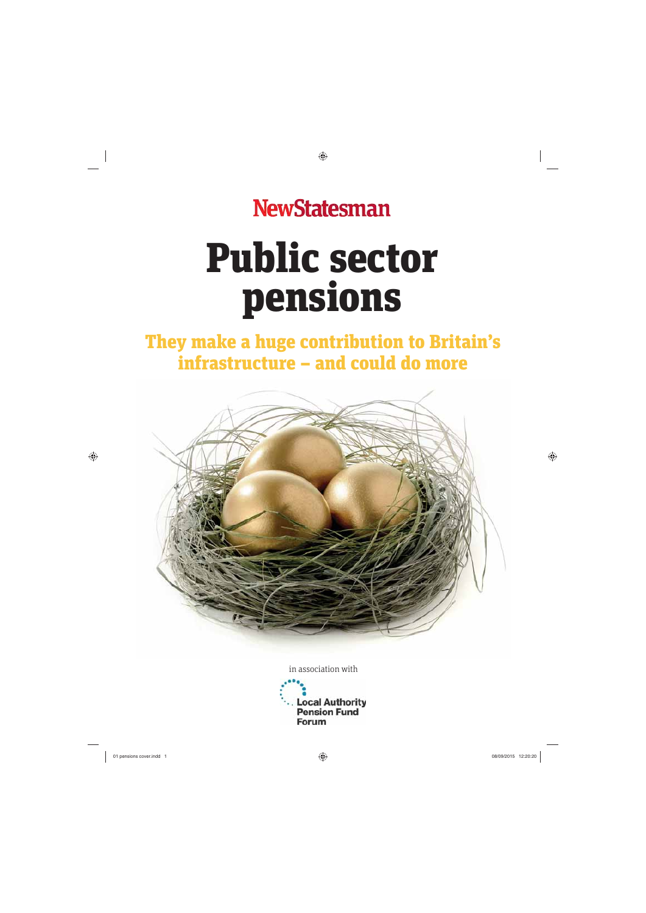NewStatesman

# Public sector pensions

## They make a huge contribution to Britain's infrastructure – and could do more

in association with

Local Authority Pension Fund Forum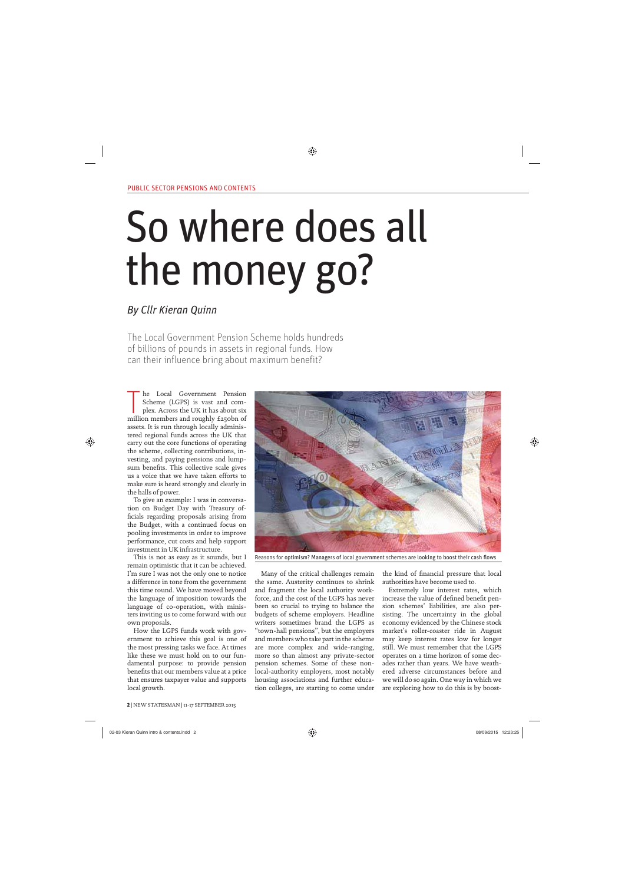# So where does all the money go?

*By Cllr Kieran Quinn*

The Local Government Pension Scheme holds hundreds of billions of pounds in assets in regional funds. How can their influence bring about maximum benefit?

The Local Government Pension Scheme (LGPS) is vast and complex. Across the UK it has about six million members and roughly £250bn of assets. It is run through locally administered regional funds across the UK that carry out the core functions of operating the scheme, collecting contributions, investing, and paying pensions and lump-sum benefits. This collective scale gives us a voice that we have taken efforts to make sure is heard strongly and clearly in the halls of power.

To give an example: I was in conversation on Budget Day with Treasury officials regarding proposals arising from the Budget, with a continued focus on pooling investments in order to improve performance, cut costs and help support investment in UK infrastructure.

This is not as easy as it sounds, but I remain optimistic that it can be achieved. I'm sure I was not the only one to notice a difference in tone from the government this time round. We have moved beyond the language of imposition towards the language of co-operation, with ministers inviting us to come forward with our own proposals.

How the LGPS funds work with government to achieve this goal is one of the most pressing tasks we face. At times like these we must hold on to our fundamental purpose: to provide pension benefits that our members value at a price that ensures taxpayer value and supports local growth.

Reasons for optimism? Managers of local government schemes are looking to boost their cash flows

Many of the critical challenges remain the same. Austerity continues to shrink and fragment the local authority workforce, and the cost of the LGPS has never been so crucial to trying to balance the budgets of scheme employers. Headline writers sometimes brand the LGPS as "town-hall pensions", but the employers and members who take part in the scheme are more complex and wide-ranging, more so than almost any private-sector pension schemes. Some of these non-local-authority employers, most notably housing associations and further education colleges, are starting to come under the kind of financial pressure that local authorities have become used to.

Extremely low interest rates, which increase the value of defined benefit pension schemes' liabilities, are also persisting. The uncertainty in the global economy evidenced by the Chinese stock market's roller-coaster ride in August may keep interest rates low for longer still. We must remember that the LGPS operates on a time horizon of some decades rather than years. We have weathered adverse circumstances before and we will do so again. One way in which we are exploring how to do this is by boost-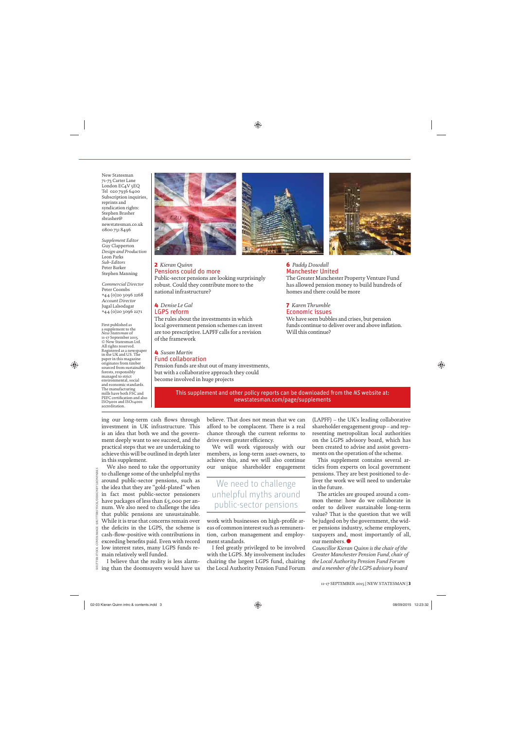New Statesman
71-73 Carter Lane
London EC4V 5EQ
Tel 020 7936 6400
Subscription inquiries, reprints and syndication rights: Stephen Brasher
sbrasher@newstatesman.co.uk
0800 731 8496

*Supplement Editor*
Guy Clapperton
*Design and Production*
Leon Parks
*Sub-Editors*
Peter Barker
Stephen Manning

*Commercial Director*
Peter Coombs
+44 (0)20 3096 2268
*Account Director*
Jugal Lalsodagar
+44 (0)20 3096 2271

First published as a supplement to the *New Statesman* of 11-17 September 2015. © New Statesman Ltd. All rights reserved. Registered as a newspaper in the UK and US. The paper in this magazine originates from timber sourced from sustainable forests, responsibly managed to strict environmental, social and economic standards. The manufacturing mills have both FSC and PEFC certification and also ISO9001 and ISO14001 accreditation.

**2** *Kieran Quinn*
**Pensions could do more**
Public-sector pensions are looking surprisingly robust. Could they contribute more to the national infrastructure?

**4** *Denise Le Gal*
**LGPS reform**
The rules about the investments in which local government pension schemes can invest are too prescriptive. LAPFF calls for a revision of the framework

**4** *Susan Martin*
**Fund collaboration**
Pension funds are shut out of many investments, but with a collaborative approach they could become involved in huge projects

**6** *Paddy Dowdall*
**Manchester United**
The Greater Manchester Property Venture Fund has allowed pension money to build hundreds of homes and there could be more

**7** *Karen Thrumble*
**Economic issues**
We have seen bubbles and crises, but pension funds continue to deliver over and above inflation. Will this continue?

This supplement and other policy reports can be downloaded from the *NS* website at: newstatesman.com/page/supplements

ing our long-term cash flows through investment in UK infrastructure. This is an idea that both we and the government deeply want to see succeed, and the practical steps that we are undertaking to achieve this will be outlined in depth later in this supplement.

We also need to take the opportunity to challenge some of the unhelpful myths around public-sector pensions, such as the idea that they are "gold-plated" when in fact most public-sector pensioners have packages of less than £5,000 per annum. We also need to challenge the idea that public pensions are unsustainable. While it is true that concerns remain over the deficits in the LGPS, the scheme is cash-flow-positive with contributions in exceeding benefits paid. Even with record low interest rates, many LGPS funds remain relatively well funded.

I believe that the reality is less alarming than the doomsayers would have us believe. That does not mean that we can afford to be complacent. There is a real chance through the current reforms to drive even greater efficiency.

We will work vigorously with our members, as long-term asset-owners, to achieve this, and we will also continue our unique shareholder engagement work with businesses on high-profile areas of common interest such as remuneration, carbon management and employment standards.

> We need to challenge unhelpful myths around public-sector pensions

I feel greatly privileged to be involved with the LGPS. My involvement includes chairing the largest LGPS fund, chairing the Local Authority Pension Fund Forum (LAPFF) – the UK's leading collaborative shareholder engagement group – and representing metropolitan local authorities on the LGPS advisory board, which has been created to advise and assist governments on the operation of the scheme.

This supplement contains several articles from experts on local government pensions. They are best positioned to deliver the work we will need to undertake in the future.

The articles are grouped around a common theme: how do we collaborate in order to deliver sustainable long-term value? That is the question that we will be judged on by the government, the wider pensions industry, scheme employers, taxpayers and, most importantly of all, our members.

*Councillor Kieran Quinn is the chair of the Greater Manchester Pension Fund, chair of the Local Authority Pension Fund Forum and a member of the LGPS advisory board*

SHUTTERSTOCK. COVER IMAGE: SHUTTERSTOCK/DIBSONBY LEON PARKS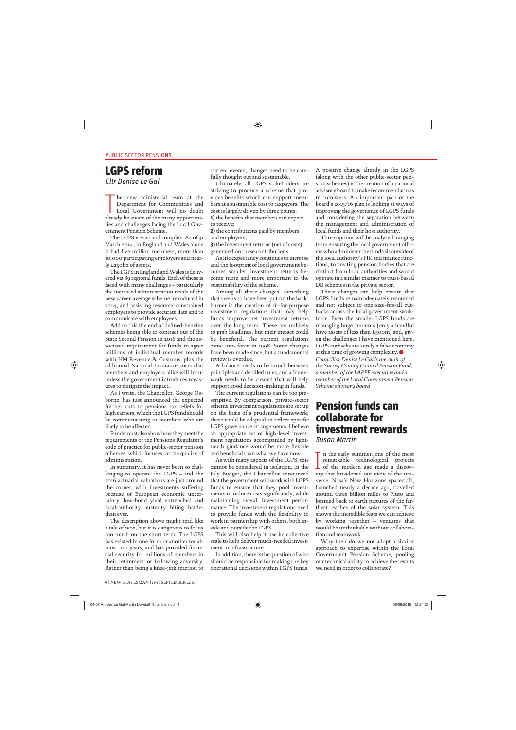PUBLIC SECTOR PENSIONS

# LGPS reform

*Cllr Denise Le Gal*

The new ministerial team at the Department for Communities and Local Government will no doubt already be aware of the many opportunities and challenges facing the Local Government Pension Scheme.

The LGPS is vast and complex. As of 31 March 2014, in England and Wales alone it had five million members, more than 10,000 participating employers and nearly £250bn of assets.

The LGPS in England and Wales is delivered via 89 regional funds. Each of these is faced with many challenges – particularly the increased administration needs of the new career-average scheme introduced in 2014, and assisting resource-constrained employers to provide accurate data and to communicate with employees.

Add to this the end of defined-benefits schemes being able to contract out of the State Second Pension in 2016 and the associated requirement for funds to agree millions of individual member records with HM Revenue & Customs, plus the additional National Insurance costs that members and employers alike will incur unless the government introduces measures to mitigate the impact.

As I write, the Chancellor, George Osborne, has just announced the expected further cuts to pensions tax reliefs for high earners, which the LGPS fund should be communicating to members who are likely to be affected.

Funds must also show how they meet the requirements of the Pensions Regulator's code of practice for public-sector pension schemes, which focuses on the quality of administration.

In summary, it has never been so challenging to operate the LGPS – and the 2016 actuarial valuations are just around the corner, with investments suffering because of European economic uncertainty, low-bond yield entrenched and local-authority austerity biting harder than ever.

The description above might read like a tale of woe, but it is dangerous to focus too much on the short term. The LGPS has existed in one form or another for almost 100 years, and has provided financial security for millions of members in their retirement or following adversity. Rather than being a knee-jerk reaction to current events, changes need to be carefully thought out and sustainable.

Ultimately, all LGPS stakeholders are striving to produce a scheme that provides benefits which can support members at a sustainable cost to taxpayers. The cost is largely driven by three points:

**1)** the benefits that members can expect to receive;

**2)** the contributions paid by members and employers;

**3)** the investment returns (net of costs) generated on these contributions.

As life expectancy continues to increase and the footprint of local government becomes smaller, investment returns become more and more important to the sustainability of the scheme.

Among all these changes, something that seems to have been put on the backburner is the creation of fit-for-purpose investment regulations that may help funds improve net investment returns over the long term. These are unlikely to grab headlines, but their impact could be beneficial. The current regulations came into force in 1998. Some changes have been made since, but a fundamental review is overdue.

A balance needs to be struck between principles and detailed rules, and a framework needs to be created that will help support good decision-making in funds.

The current regulations can be too prescriptive. By comparison, private-sector scheme investment regulations are set up on the basis of a prudential framework; these could be adapted to reflect specific LGPS governance arrangements. I believe an appropriate set of high-level investment regulations accompanied by light-touch guidance would be more flexible and beneficial than what we have now.

As with many aspects of the LGPS, this cannot be considered in isolation. In the July Budget, the Chancellor announced that the government will work with LGPS funds to ensure that they pool investments to reduce costs significantly, while maintaining overall investment performance. The investment regulations need to provide funds with the flexibility to work in partnership with others, both inside and outside the LGPS.

This will also help it use its collective scale to help deliver much-needed investment in infrastructure.

In addition, there is the question of who should be responsible for making the key operational decisions within LGPS funds. A positive change already in the LGPS (along with the other public-sector pension schemes) is the creation of a national advisory board to make recommendations to ministers. An important part of the board's 2015/16 plan is looking at ways of improving the governance of LGPS funds and considering the separation between the management and administration of local funds and their host authority.

Three options will be analysed, ranging from ensuring the local government officers who administer the funds sit outside of the local authority's HR and finance functions, to creating pension bodies that are distinct from local authorities and would operate in a similar manner to trust-based DB schemes in the private sector.

These changes can help ensure that LGPS funds remain adequately resourced and not subject to one-size-fits-all cutbacks across the local government workforce. Even the smaller LGPS funds are managing huge amounts (only a handful have assets of less than £500m) and, given the challenges I have mentioned here, LGPS cutbacks are surely a false economy at this time of growing complexity. ●

*Councillor Denise Le Gal is the chair of the Surrey County Council Pension Fund, a member of the LAPFF executive and a member of the Local Government Pension Scheme advisory board*

# Pension funds can collaborate for investment rewards

*Susan Martin*

In the early summer, one of the most remarkable technological projects of the modern age made a discovery that broadened our view of the universe. Nasa's New Horizons spacecraft, launched nearly a decade ago, travelled around three billion miles to Pluto and beamed back to earth pictures of the farthest reaches of the solar system. This shows the incredible feats we can achieve by working together – ventures that would be unthinkable without collaboration and teamwork.

Why then do we not adopt a similar approach to expertise within the Local Government Pension Scheme, pooling our technical ability to achieve the results we need in order to collaborate?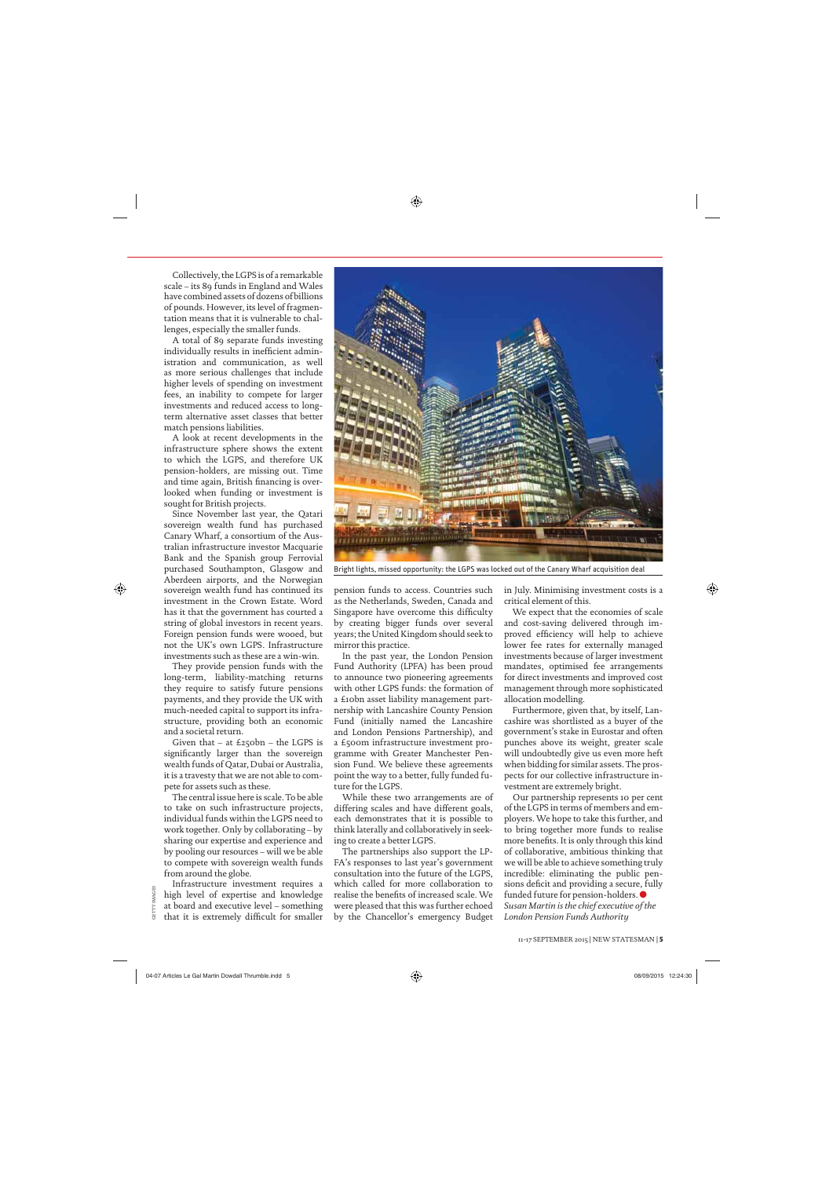Collectively, the LGPS is of a remarkable scale – its 89 funds in England and Wales have combined assets of dozens of billions of pounds. However, its level of fragmentation means that it is vulnerable to challenges, especially the smaller funds.

A total of 89 separate funds investing individually results in inefficient administration and communication, as well as more serious challenges that include higher levels of spending on investment fees, an inability to compete for larger investments and reduced access to long-term alternative asset classes that better match pensions liabilities.

A look at recent developments in the infrastructure sphere shows the extent to which the LGPS, and therefore UK pension-holders, are missing out. Time and time again, British financing is overlooked when funding or investment is sought for British projects.

Since November last year, the Qatari sovereign wealth fund has purchased Canary Wharf, a consortium of the Australian infrastructure investor Macquarie Bank and the Spanish group Ferrovial purchased Southampton, Glasgow and Aberdeen airports, and the Norwegian sovereign wealth fund has continued its investment in the Crown Estate. Word has it that the government has courted a string of global investors in recent years. Foreign pension funds were wooed, but not the UK's own LGPS. Infrastructure investments such as these are a win-win.

They provide pension funds with the long-term, liability-matching returns they require to satisfy future pensions payments, and they provide the UK with much-needed capital to support its infrastructure, providing both an economic and a societal return.

Given that – at £250bn – the LGPS is significantly larger than the sovereign wealth funds of Qatar, Dubai or Australia, it is a travesty that we are not able to compete for assets such as these.

The central issue here is scale. To be able to take on such infrastructure projects, individual funds within the LGPS need to work together. Only by collaborating – by sharing our expertise and experience and by pooling our resources – will we be able to compete with sovereign wealth funds from around the globe.

Infrastructure investment requires a high level of expertise and knowledge at board and executive level – something that it is extremely difficult for smaller pension funds to access. Countries such as the Netherlands, Sweden, Canada and Singapore have overcome this difficulty by creating bigger funds over several years; the United Kingdom should seek to mirror this practice.

Bright lights, missed opportunity: the LGPS was locked out of the Canary Wharf acquisition deal

In the past year, the London Pension Fund Authority (LPFA) has been proud to announce two pioneering agreements with other LGPS funds: the formation of a £10bn asset liability management partnership with Lancashire County Pension Fund (initially named the Lancashire and London Pensions Partnership), and a £500m infrastructure investment programme with Greater Manchester Pension Fund. We believe these agreements point the way to a better, fully funded future for the LGPS.

While these two arrangements are of differing scales and have different goals, each demonstrates that it is possible to think laterally and collaboratively in seeking to create a better LGPS.

The partnerships also support the LPFA's responses to last year's government consultation into the future of the LGPS, which called for more collaboration to realise the benefits of increased scale. We were pleased that this was further echoed by the Chancellor's emergency Budget in July. Minimising investment costs is a critical element of this.

We expect that the economies of scale and cost-saving delivered through improved efficiency will help to achieve lower fee rates for externally managed investments because of larger investment mandates, optimised fee arrangements for direct investments and improved cost management through more sophisticated allocation modelling.

Furthermore, given that, by itself, Lancashire was shortlisted as a buyer of the government's stake in Eurostar and often punches above its weight, greater scale will undoubtedly give us even more heft when bidding for similar assets. The prospects for our collective infrastructure investment are extremely bright.

Our partnership represents 10 per cent of the LGPS in terms of members and employers. We hope to take this further, and to bring together more funds to realise more benefits. It is only through this kind of collaborative, ambitious thinking that we will be able to achieve something truly incredible: eliminating the public pensions deficit and providing a secure, fully funded future for pension-holders. ●

*Susan Martin is the chief executive of the London Pension Funds Authority*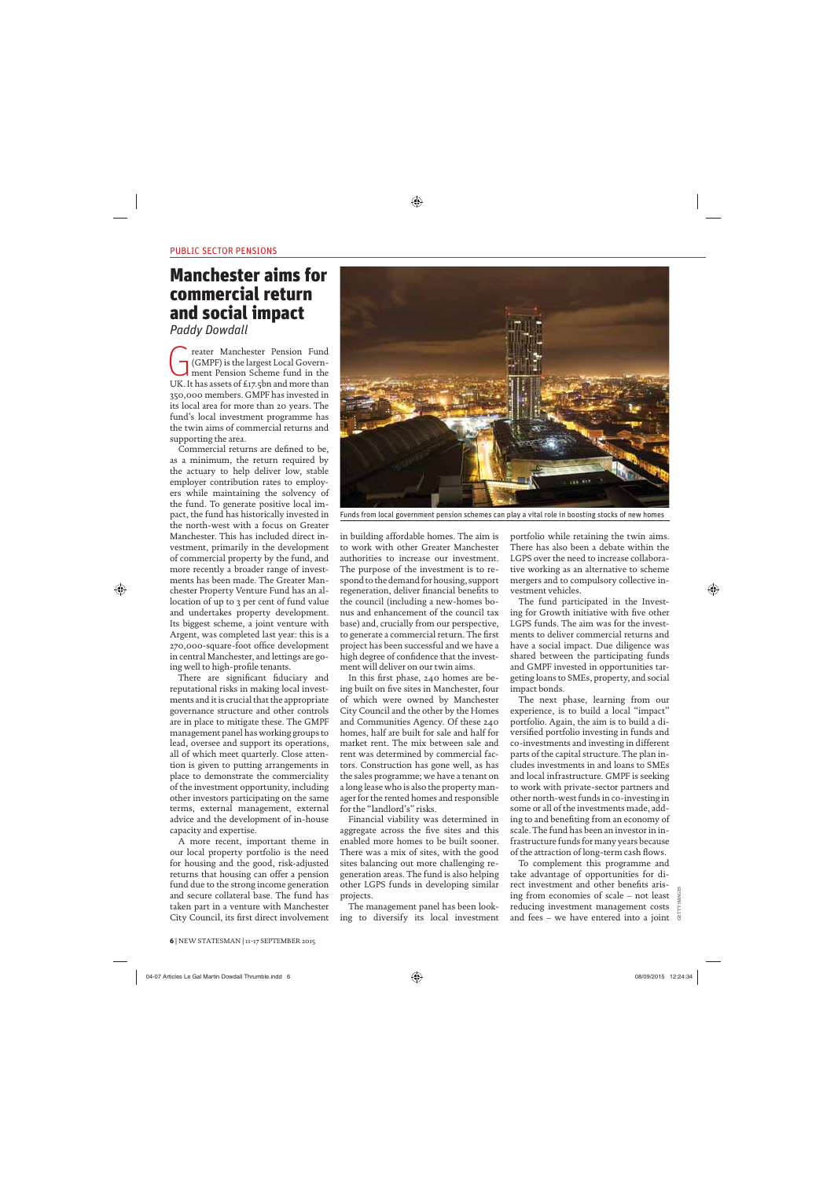PUBLIC SECTOR PENSIONS

# Manchester aims for commercial return and social impact

*Paddy Dowdall*

Greater Manchester Pension Fund (GMPF) is the largest Local Government Pension Scheme fund in the UK. It has assets of £17.5bn and more than 350,000 members. GMPF has invested in its local area for more than 20 years. The fund's local investment programme has the twin aims of commercial returns and supporting the area.

Commercial returns are defined to be, as a minimum, the return required by the actuary to help deliver low, stable employer contribution rates to employers while maintaining the solvency of the fund. To generate positive local impact, the fund has historically invested in the north-west with a focus on Greater Manchester. This has included direct investment, primarily in the development of commercial property by the fund, and more recently a broader range of investments has been made. The Greater Manchester Property Venture Fund has an allocation of up to 3 per cent of fund value and undertakes property development. Its biggest scheme, a joint venture with Argent, was completed last year: this is a 270,000-square-foot office development in central Manchester, and lettings are going well to high-profile tenants.

There are significant fiduciary and reputational risks in making local investments and it is crucial that the appropriate governance structure and other controls are in place to mitigate these. The GMPF management panel has working groups to lead, oversee and support its operations, all of which meet quarterly. Close attention is given to putting arrangements in place to demonstrate the commerciality of the investment opportunity, including other investors participating on the same terms, external management, external advice and the development of in-house capacity and expertise.

A more recent, important theme in our local property portfolio is the need for housing and the good, risk-adjusted returns that housing can offer a pension fund due to the strong income generation and secure collateral base. The fund has taken part in a venture with Manchester City Council, its first direct involvement in building affordable homes. The aim is to work with other Greater Manchester authorities to increase our investment. The purpose of the investment is to respond to the demand for housing, support regeneration, deliver financial benefits to the council (including a new-homes bonus and enhancement of the council tax base) and, crucially from our perspective, to generate a commercial return. The first project has been successful and we have a high degree of confidence that the investment will deliver on our twin aims.

Funds from local government pension schemes can play a vital role in boosting stocks of new homes

In this first phase, 240 homes are being built on five sites in Manchester, four of which were owned by Manchester City Council and the other by the Homes and Communities Agency. Of these 240 homes, half are built for sale and half for market rent. The mix between sale and rent was determined by commercial factors. Construction has gone well, as has the sales programme; we have a tenant on a long lease who is also the property manager for the rented homes and responsible for the "landlord's" risks.

Financial viability was determined in aggregate across the five sites and this enabled more homes to be built sooner. There was a mix of sites, with the good sites balancing out more challenging regeneration areas. The fund is also helping other LGPS funds in developing similar projects.

The management panel has been looking to diversify its local investment portfolio while retaining the twin aims. There has also been a debate within the LGPS over the need to increase collaborative working as an alternative to scheme mergers and to compulsory collective investment vehicles.

The fund participated in the Investing for Growth initiative with five other LGPS funds. The aim was for the investments to deliver commercial returns and have a social impact. Due diligence was shared between the participating funds and GMPF invested in opportunities targeting loans to SMEs, property, and social impact bonds.

The next phase, learning from our experience, is to build a local "impact" portfolio. Again, the aim is to build a diversified portfolio investing in funds and co-investments and investing in different parts of the capital structure. The plan includes investments in and loans to SMEs and local infrastructure. GMPF is seeking to work with private-sector partners and other north-west funds in co-investing in some or all of the investments made, adding to and benefiting from an economy of scale. The fund has been an investor in infrastructure funds for many years because of the attraction of long-term cash flows.

To complement this programme and take advantage of opportunities for direct investment and other benefits arising from economies of scale – not least reducing investment management costs and fees – we have entered into a joint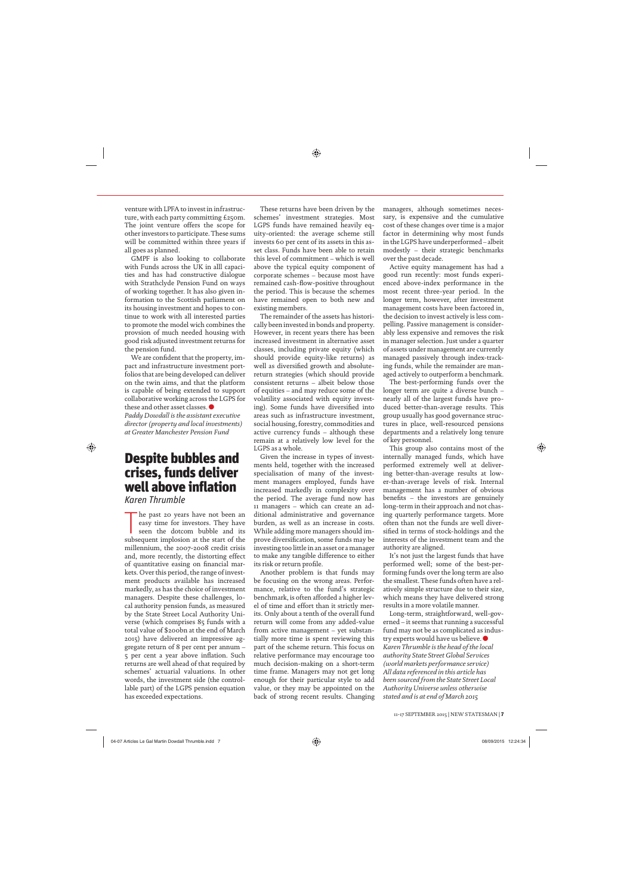venture with LPFA to invest in infrastructure, with each party committing £250m. The joint venture offers the scope for other investors to participate. These sums will be committed within three years if all goes as planned.

GMPF is also looking to collaborate with Funds across the UK in alll capacities and has had constructive dialogue with Strathclyde Pension Fund on ways of working together. It has also given information to the Scottish parliament on its housing investment and hopes to continue to work with all interested parties to promote the model wich combines the provsion of much needed housing with good risk adjusted investment returns for the pension fund.

We are confident that the property, impact and infrastructure investment portfolios that are being developed can deliver on the twin aims, and that the platform is capable of being extended to support collaborative working across the LGPS for these and other asset classes. ●

*Paddy Dowdall is the assistant executive director (property and local investments) at Greater Manchester Pension Fund*

# Despite bubbles and crises, funds deliver well above inflation

*Karen Thrumble*

The past 20 years have not been an easy time for investors. They have seen the dotcom bubble and its subsequent implosion at the start of the millennium, the 2007-2008 credit crisis and, more recently, the distorting effect of quantitative easing on financial markets. Over this period, the range of investment products available has increased markedly, as has the choice of investment managers. Despite these challenges, local authority pension funds, as measured by the State Street Local Authority Universe (which comprises 85 funds with a total value of $200bn at the end of March 2015) have delivered an impressive aggregate return of 8 per cent per annum – 5 per cent a year above inflation. Such returns are well ahead of that required by schemes' actuarial valuations. In other words, the investment side (the controllable part) of the LGPS pension equation has exceeded expectations.

These returns have been driven by the schemes' investment strategies. Most LGPS funds have remained heavily equity-oriented: the average scheme still invests 60 per cent of its assets in this asset class. Funds have been able to retain this level of commitment – which is well above the typical equity component of corporate schemes – because most have remained cash-flow-positive throughout the period. This is because the schemes have remained open to both new and existing members.

The remainder of the assets has historically been invested in bonds and property. However, in recent years there has been increased investment in alternative asset classes, including private equity (which should provide equity-like returns) as well as diversified growth and absolute-return strategies (which should provide consistent returns – albeit below those of equities – and may reduce some of the volatility associated with equity investing). Some funds have diversified into areas such as infrastructure investment, social housing, forestry, commodities and active currency funds – although these remain at a relatively low level for the LGPS as a whole.

Given the increase in types of investments held, together with the increased specialisation of many of the investment managers employed, funds have increased markedly in complexity over the period. The average fund now has 11 managers – which can create an additional administrative and governance burden, as well as an increase in costs. While adding more managers should improve diversification, some funds may be investing too little in an asset or a manager to make any tangible difference to either its risk or return profile.

Another problem is that funds may be focusing on the wrong areas. Performance, relative to the fund's strategic benchmark, is often afforded a higher level of time and effort than it strictly merits. Only about a tenth of the overall fund return will come from any added-value from active management – yet substantially more time is spent reviewing this part of the scheme return. This focus on relative performance may encourage too much decision-making on a short-term time frame. Managers may not get long enough for their particular style to add value, or they may be appointed on the back of strong recent results. Changing managers, although sometimes necessary, is expensive and the cumulative cost of these changes over time is a major factor in determining why most funds in the LGPS have underperformed – albeit modestly – their strategic benchmarks over the past decade.

Active equity management has had a good run recently: most funds experienced above-index performance in the most recent three-year period. In the longer term, however, after investment management costs have been factored in, the decision to invest actively is less compelling. Passive management is considerably less expensive and removes the risk in manager selection. Just under a quarter of assets under management are currently managed passively through index-tracking funds, while the remainder are managed actively to outperform a benchmark.

The best-performing funds over the longer term are quite a diverse bunch – nearly all of the largest funds have produced better-than-average results. This group usually has good governance structures in place, well-resourced pensions departments and a relatively long tenure of key personnel.

This group also contains most of the internally managed funds, which have performed extremely well at delivering better-than-average results at lower-than-average levels of risk. Internal management has a number of obvious benefits – the investors are genuinely long-term in their approach and not chasing quarterly performance targets. More often than not the funds are well diversified in terms of stock-holdings and the interests of the investment team and the authority are aligned.

It's not just the largest funds that have performed well; some of the best-performing funds over the long term are also the smallest. These funds often have a relatively simple structure due to their size, which means they have delivered strong results in a more volatile manner.

Long-term, straightforward, well-governed – it seems that running a successful fund may not be as complicated as industry experts would have us believe. ●

*Karen Thrumble is the head of the local authority State Street Global Services (world markets performance service)*
*All data referenced in this article has been sourced from the State Street Local Authority Universe unless otherwise stated and is at end of March 2015*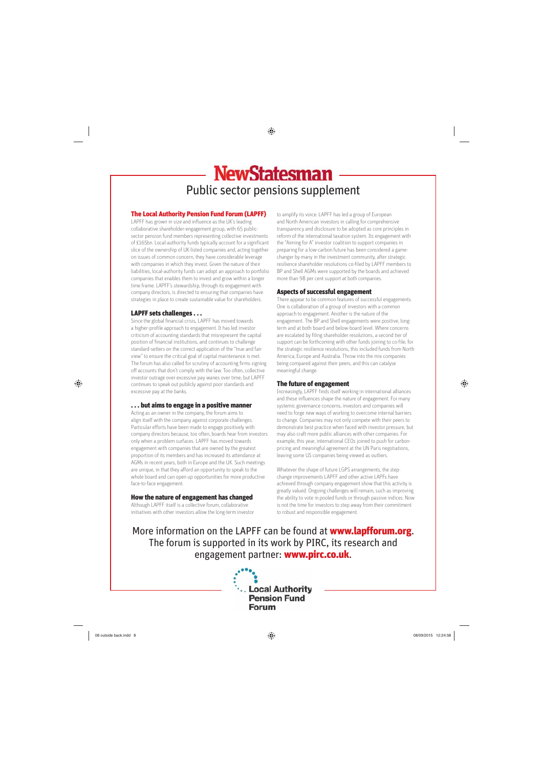# NewStatesman

## Public sector pensions supplement

### The Local Authority Pension Fund Forum (LAPFF)

LAPFF has grown in size and influence as the UK's leading collaborative shareholder-engagement group, with 65 public-sector pension fund members representing collective investments of £165bn. Local-authority funds typically account for a significant slice of the ownership of UK-listed companies and, acting together on issues of common concern, they have considerable leverage with companies in which they invest. Given the nature of their liabilities, local-authority funds can adopt an approach to portfolio companies that enables them to invest and grow within a longer time frame. LAPFF's stewardship, through its engagement with company directors, is directed to ensuring that companies have strategies in place to create sustainable value for shareholders.

### LAPFF sets challenges . . .

Since the global financial crisis, LAPFF has moved towards a higher-profile approach to engagement. It has led investor criticism of accounting standards that misrepresent the capital position of financial institutions, and continues to challenge standard-setters on the correct application of the "true and fair view" to ensure the critical goal of capital maintenance is met. The forum has also called for scrutiny of accounting firms signing off accounts that don't comply with the law. Too often, collective investor outrage over excessive pay wanes over time; but LAPFF continues to speak out publicly against poor standards and excessive pay at the banks.

### . . . but aims to engage in a positive manner

Acting as an owner in the company, the forum aims to align itself with the company against corporate challenges. Particular efforts have been made to engage positively with company directors because, too often, boards hear from investors only when a problem surfaces. LAPFF has moved towards engagement with companies that are owned by the greatest proportion of its members and has increased its attendance at AGMs in recent years, both in Europe and the UK. Such meetings are unique, in that they afford an opportunity to speak to the whole board and can open up opportunities for more productive face-to-face engagement.

### How the nature of engagement has changed

Although LAPFF itself is a collective forum, collaborative initiatives with other investors allow the long-term investor to amplify its voice. LAPFF has led a group of European and North American investors in calling for comprehensive transparency and disclosure to be adopted as core principles in reform of the international taxation system. Its engagement with the "Aiming for A" investor coalition to support companies in preparing for a low-carbon future has been considered a game-changer by many in the investment community, after strategic resilience shareholder resolutions co-filed by LAPFF members to BP and Shell AGMs were supported by the boards and achieved more than 98 per cent support at both companies.

### Aspects of successful engagement

There appear to be common features of successful engagements. One is collaboration of a group of investors with a common approach to engagement. Another is the nature of the engagement. The BP and Shell engagements were positive, long-term and at both board and below-board level. Where concerns are escalated by filing shareholder resolutions, a second tier of support can be forthcoming with other funds joining to co-file; for the strategic resilience resolutions, this included funds from North America, Europe and Australia. Throw into the mix companies being compared against their peers, and this can catalyse meaningful change.

### The future of engagement

Increasingly, LAPFF finds itself working in international alliances and these influences shape the nature of engagement. For many systemic governance concerns, investors and companies will need to forge new ways of working to overcome internal barriers to change. Companies may not only compete with their peers to demonstrate best practice when faced with investor pressure, but may also craft more public alliances with other companies. For example, this year, international CEOs joined to push for carbon-pricing and meaningful agreement at the UN Paris negotiations, leaving some US companies being viewed as outliers.

Whatever the shape of future LGPS arrangements, the step-change improvements LAPFF and other active LAPFs have achieved through company engagement show that this activity is greatly valued. Ongoing challenges will remain, such as improving the ability to vote in pooled funds or through passive indices. Now is not the time for investors to step away from their commitment to robust and responsible engagement.

More information on the LAPFF can be found at **www.lapfforum.org**. The forum is supported in its work by PIRC, its research and engagement partner: **www.pirc.co.uk**.

Local Authority Pension Fund Forum